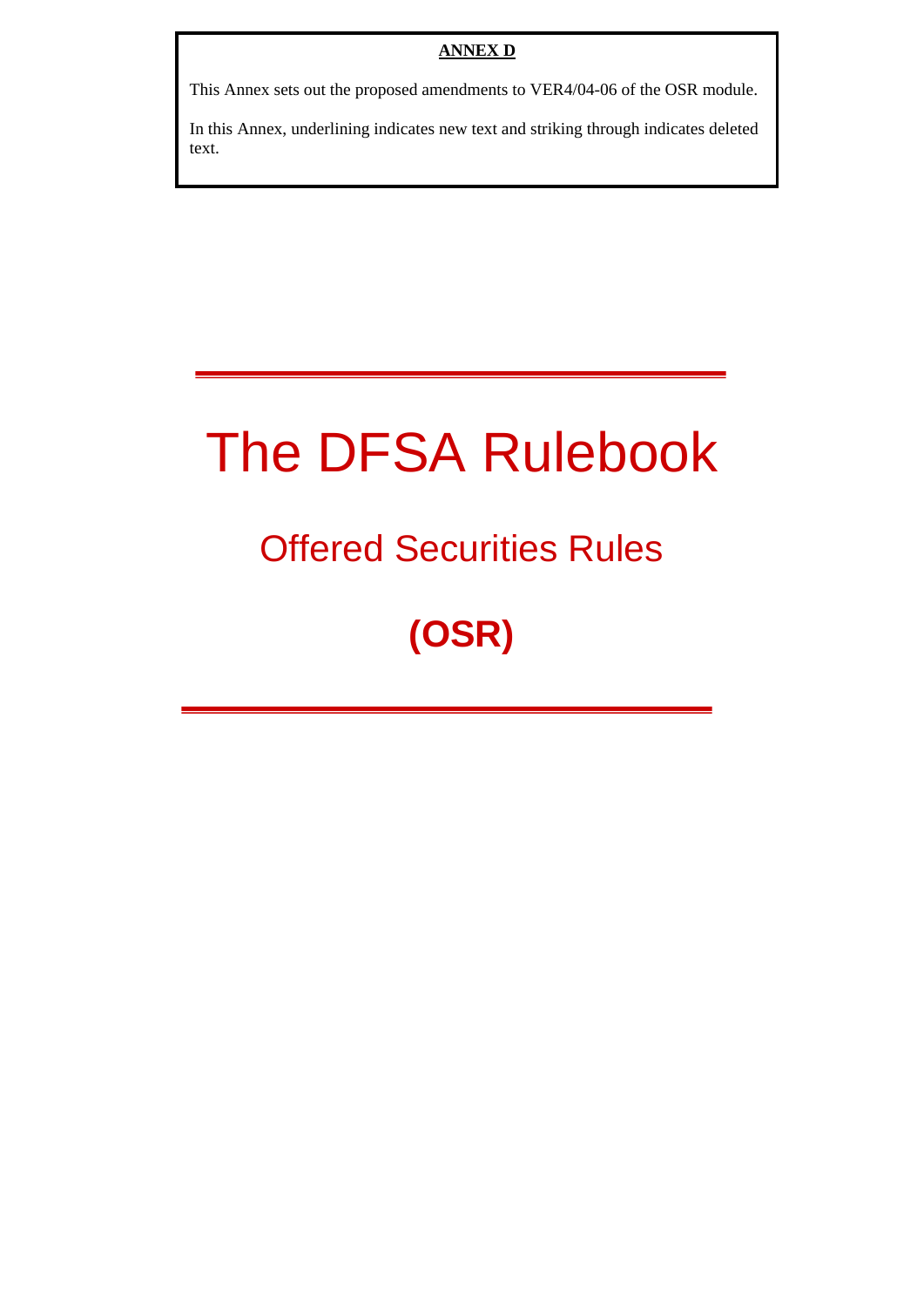**ANNEX D**

This Annex sets out the proposed amendments to VER4/04-06 of the OSR module.

In this Annex, underlining indicates new text and striking through indicates deleted text.

# The DFSA Rulebook

## Offered Securities Rules

## **(OSR)**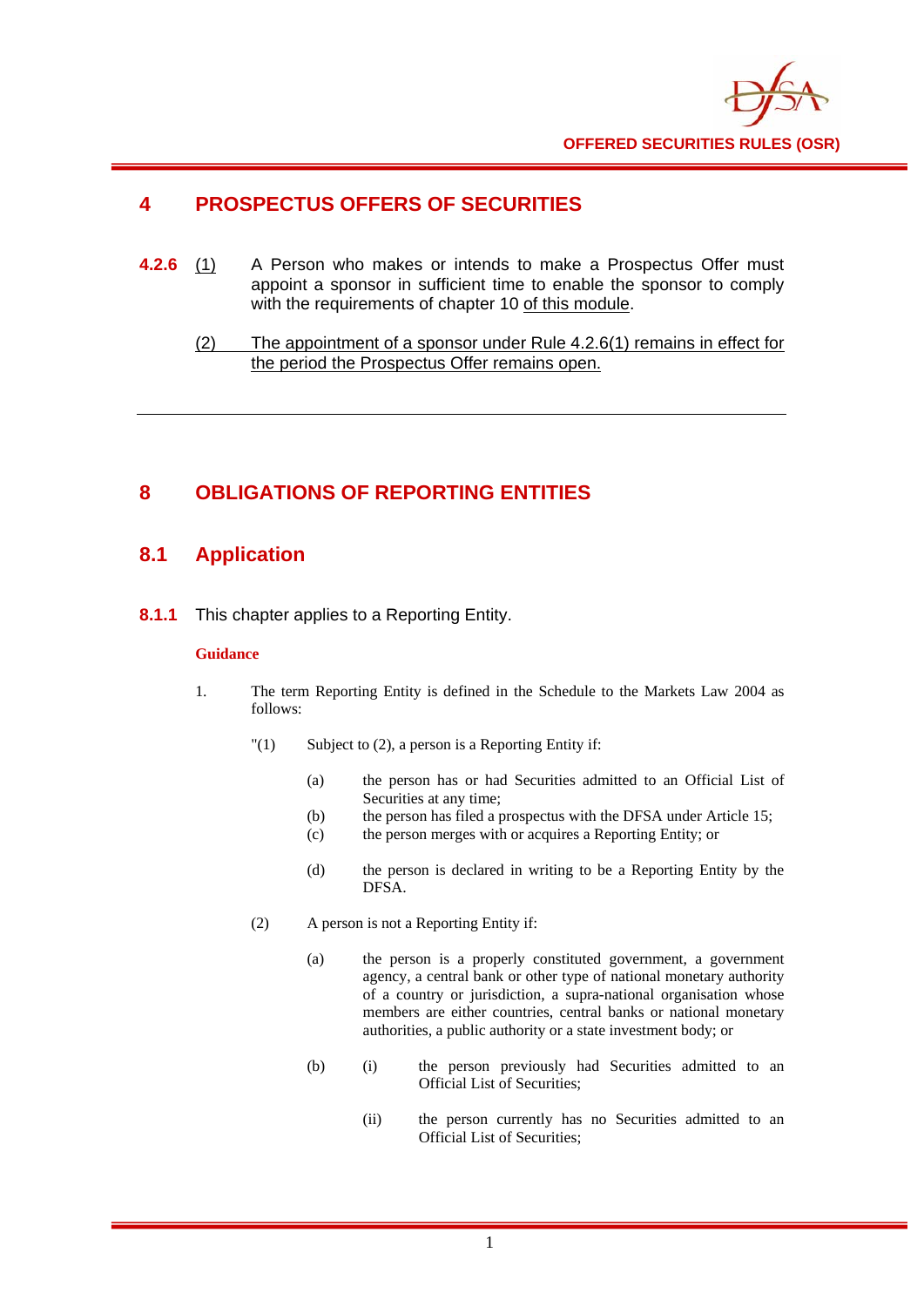# 4 PROSPECTUS OFFERS OF SECURITIES

**4.2.6** (1) A Person who makes or intends to make a Prospectus Offer must appoint a sponsor in sufficient time to enable the sponsor to comply with the requirements of chapter 10 of this module.

(2) The appointment of a sponsor under Rule 4.2.6(1) remains in effect for the period the Prospectus Offer remains open.

---

# 8 OBLIGATIONS OF REPORTING ENTITIES

## 8.1 Application

**8.1.1** This chapter applies to a Reporting Entity.

**Guidance**

1. The term Reporting Entity is defined in the Schedule to the Markets Law 2004 as follows:

"(1) Subject to (2), a person is a Reporting Entity if:

(a) the person has or had Securities admitted to an Official List of Securities at any time;

(b) the person has filed a prospectus with the DFSA under Article 15;

(c) the person merges with or acquires a Reporting Entity; or

(d) the person is declared in writing to be a Reporting Entity by the DFSA.

(2) A person is not a Reporting Entity if:

(a) the person is a properly constituted government, a government agency, a central bank or other type of national monetary authority of a country or jurisdiction, a supra-national organisation whose members are either countries, central banks or national monetary authorities, a public authority or a state investment body; or

(b) (i) the person previously had Securities admitted to an Official List of Securities;

(ii) the person currently has no Securities admitted to an Official List of Securities;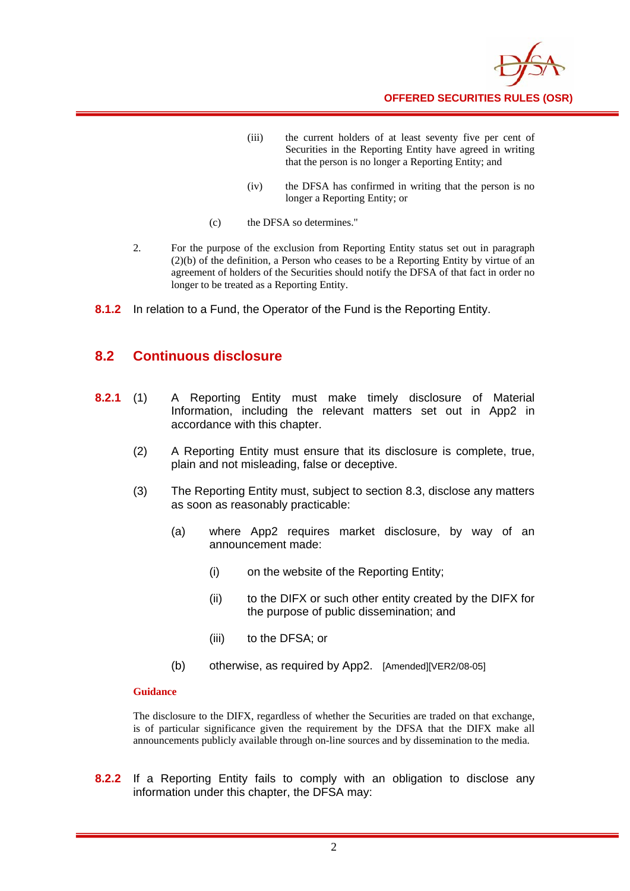(iii) the current holders of at least seventy five per cent of Securities in the Reporting Entity have agreed in writing that the person is no longer a Reporting Entity; and

(iv) the DFSA has confirmed in writing that the person is no longer a Reporting Entity; or

(c) the DFSA so determines."

2. For the purpose of the exclusion from Reporting Entity status set out in paragraph (2)(b) of the definition, a Person who ceases to be a Reporting Entity by virtue of an agreement of holders of the Securities should notify the DFSA of that fact in order no longer to be treated as a Reporting Entity.

**8.1.2** In relation to a Fund, the Operator of the Fund is the Reporting Entity.

## 8.2 Continuous disclosure

**8.2.1** (1) A Reporting Entity must make timely disclosure of Material Information, including the relevant matters set out in App2 in accordance with this chapter.

(2) A Reporting Entity must ensure that its disclosure is complete, true, plain and not misleading, false or deceptive.

(3) The Reporting Entity must, subject to section 8.3, disclose any matters as soon as reasonably practicable:

(a) where App2 requires market disclosure, by way of an announcement made:

(i) on the website of the Reporting Entity;

(ii) to the DIFX or such other entity created by the DIFX for the purpose of public dissemination; and

(iii) to the DFSA; or

(b) otherwise, as required by App2. [Amended][VER2/08-05]

**Guidance**

The disclosure to the DIFX, regardless of whether the Securities are traded on that exchange, is of particular significance given the requirement by the DFSA that the DIFX make all announcements publicly available through on-line sources and by dissemination to the media.

**8.2.2** If a Reporting Entity fails to comply with an obligation to disclose any information under this chapter, the DFSA may: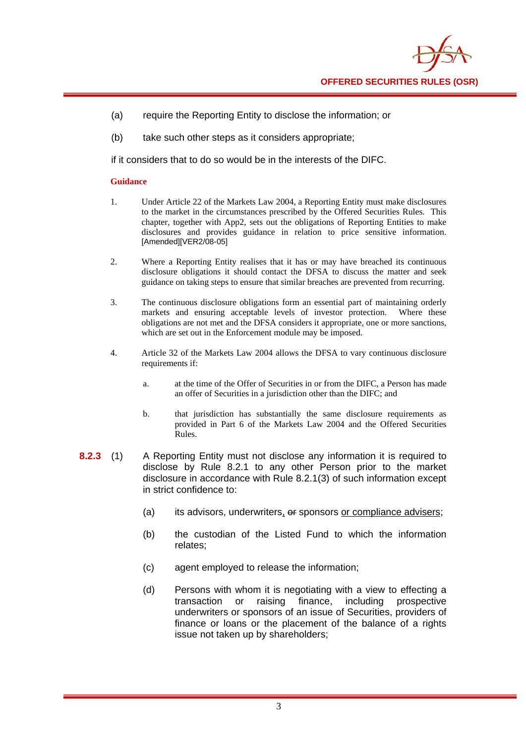(a) require the Reporting Entity to disclose the information; or

(b) take such other steps as it considers appropriate;

if it considers that to do so would be in the interests of the DIFC.

**Guidance**

1. Under Article 22 of the Markets Law 2004, a Reporting Entity must make disclosures to the market in the circumstances prescribed by the Offered Securities Rules. This chapter, together with App2, sets out the obligations of Reporting Entities to make disclosures and provides guidance in relation to price sensitive information. [Amended][VER2/08-05]

2. Where a Reporting Entity realises that it has or may have breached its continuous disclosure obligations it should contact the DFSA to discuss the matter and seek guidance on taking steps to ensure that similar breaches are prevented from recurring.

3. The continuous disclosure obligations form an essential part of maintaining orderly markets and ensuring acceptable levels of investor protection. Where these obligations are not met and the DFSA considers it appropriate, one or more sanctions, which are set out in the Enforcement module may be imposed.

4. Article 32 of the Markets Law 2004 allows the DFSA to vary continuous disclosure requirements if:

   a. at the time of the Offer of Securities in or from the DIFC, a Person has made an offer of Securities in a jurisdiction other than the DIFC; and

   b. that jurisdiction has substantially the same disclosure requirements as provided in Part 6 of the Markets Law 2004 and the Offered Securities Rules.

**8.2.3** (1) A Reporting Entity must not disclose any information it is required to disclose by Rule 8.2.1 to any other Person prior to the market disclosure in accordance with Rule 8.2.1(3) of such information except in strict confidence to:

(a) its advisors, underwriters, ~~or~~ sponsors <u>or compliance advisers</u>;

(b) the custodian of the Listed Fund to which the information relates;

(c) agent employed to release the information;

(d) Persons with whom it is negotiating with a view to effecting a transaction or raising finance, including prospective underwriters or sponsors of an issue of Securities, providers of finance or loans or the placement of the balance of a rights issue not taken up by shareholders;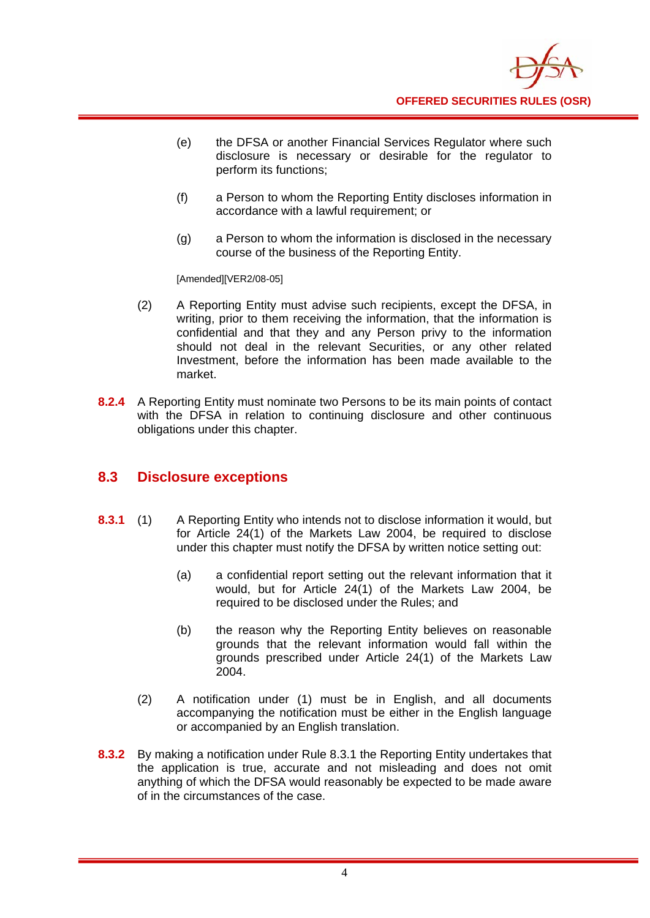(e) the DFSA or another Financial Services Regulator where such disclosure is necessary or desirable for the regulator to perform its functions;

(f) a Person to whom the Reporting Entity discloses information in accordance with a lawful requirement; or

(g) a Person to whom the information is disclosed in the necessary course of the business of the Reporting Entity.

[Amended][VER2/08-05]

(2) A Reporting Entity must advise such recipients, except the DFSA, in writing, prior to them receiving the information, that the information is confidential and that they and any Person privy to the information should not deal in the relevant Securities, or any other related Investment, before the information has been made available to the market.

**8.2.4** A Reporting Entity must nominate two Persons to be its main points of contact with the DFSA in relation to continuing disclosure and other continuous obligations under this chapter.

## 8.3 Disclosure exceptions

**8.3.1** (1) A Reporting Entity who intends not to disclose information it would, but for Article 24(1) of the Markets Law 2004, be required to disclose under this chapter must notify the DFSA by written notice setting out:

(a) a confidential report setting out the relevant information that it would, but for Article 24(1) of the Markets Law 2004, be required to be disclosed under the Rules; and

(b) the reason why the Reporting Entity believes on reasonable grounds that the relevant information would fall within the grounds prescribed under Article 24(1) of the Markets Law 2004.

(2) A notification under (1) must be in English, and all documents accompanying the notification must be either in the English language or accompanied by an English translation.

**8.3.2** By making a notification under Rule 8.3.1 the Reporting Entity undertakes that the application is true, accurate and not misleading and does not omit anything of which the DFSA would reasonably be expected to be made aware of in the circumstances of the case.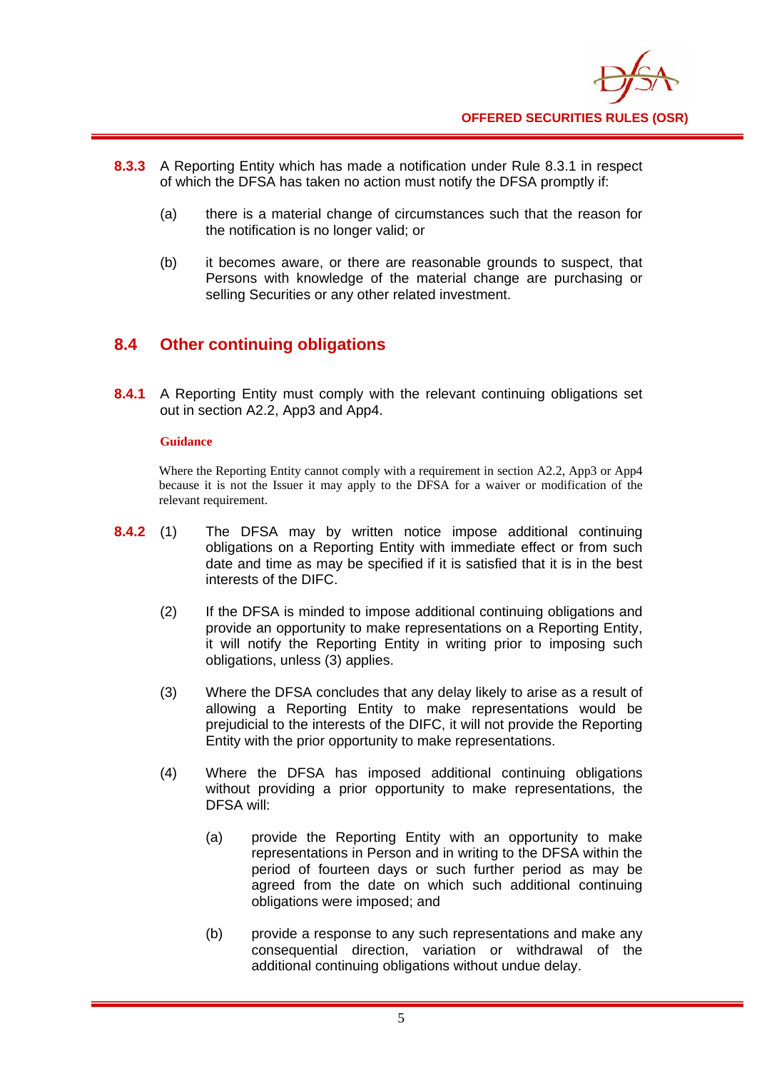**8.3.3** A Reporting Entity which has made a notification under Rule 8.3.1 in respect of which the DFSA has taken no action must notify the DFSA promptly if:

(a) there is a material change of circumstances such that the reason for the notification is no longer valid; or

(b) it becomes aware, or there are reasonable grounds to suspect, that Persons with knowledge of the material change are purchasing or selling Securities or any other related investment.

## 8.4 Other continuing obligations

**8.4.1** A Reporting Entity must comply with the relevant continuing obligations set out in section A2.2, App3 and App4.

**Guidance**

Where the Reporting Entity cannot comply with a requirement in section A2.2, App3 or App4 because it is not the Issuer it may apply to the DFSA for a waiver or modification of the relevant requirement.

**8.4.2** (1) The DFSA may by written notice impose additional continuing obligations on a Reporting Entity with immediate effect or from such date and time as may be specified if it is satisfied that it is in the best interests of the DIFC.

(2) If the DFSA is minded to impose additional continuing obligations and provide an opportunity to make representations on a Reporting Entity, it will notify the Reporting Entity in writing prior to imposing such obligations, unless (3) applies.

(3) Where the DFSA concludes that any delay likely to arise as a result of allowing a Reporting Entity to make representations would be prejudicial to the interests of the DIFC, it will not provide the Reporting Entity with the prior opportunity to make representations.

(4) Where the DFSA has imposed additional continuing obligations without providing a prior opportunity to make representations, the DFSA will:

(a) provide the Reporting Entity with an opportunity to make representations in Person and in writing to the DFSA within the period of fourteen days or such further period as may be agreed from the date on which such additional continuing obligations were imposed; and

(b) provide a response to any such representations and make any consequential direction, variation or withdrawal of the additional continuing obligations without undue delay.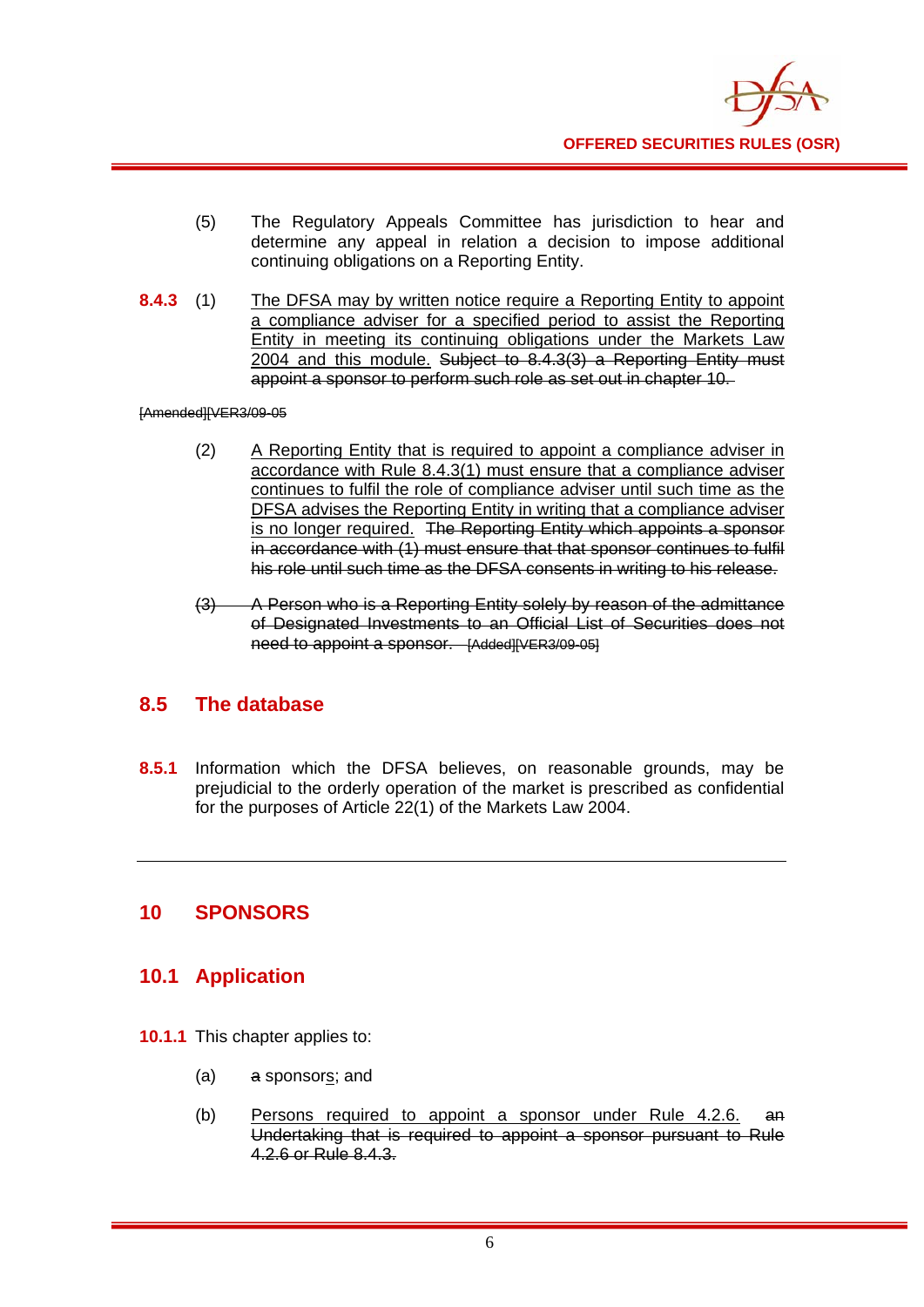(5) The Regulatory Appeals Committee has jurisdiction to hear and determine any appeal in relation a decision to impose additional continuing obligations on a Reporting Entity.

**8.4.3** (1) <u>The DFSA may by written notice require a Reporting Entity to appoint a compliance adviser for a specified period to assist the Reporting Entity in meeting its continuing obligations under the Markets Law 2004 and this module.</u> ~~Subject to 8.4.3(3) a Reporting Entity must appoint a sponsor to perform such role as set out in chapter 10.~~

~~[Amended][VER3/09-05~~

(2) <u>A Reporting Entity that is required to appoint a compliance adviser in accordance with Rule 8.4.3(1) must ensure that a compliance adviser continues to fulfil the role of compliance adviser until such time as the DFSA advises the Reporting Entity in writing that a compliance adviser is no longer required.</u> ~~The Reporting Entity which appoints a sponsor in accordance with (1) must ensure that that sponsor continues to fulfil his role until such time as the DFSA consents in writing to his release.~~

~~(3) A Person who is a Reporting Entity solely by reason of the admittance of Designated Investments to an Official List of Securities does not need to appoint a sponsor. [Added][VER3/09-05]~~

## 8.5 The database

**8.5.1** Information which the DFSA believes, on reasonable grounds, may be prejudicial to the orderly operation of the market is prescribed as confidential for the purposes of Article 22(1) of the Markets Law 2004.

---

# 10 SPONSORS

## 10.1 Application

**10.1.1** This chapter applies to:

(a) ~~a~~ sponsor<u>s</u>; and

(b) <u>Persons required to appoint a sponsor under Rule 4.2.6.</u> ~~an Undertaking that is required to appoint a sponsor pursuant to Rule 4.2.6 or Rule 8.4.3.~~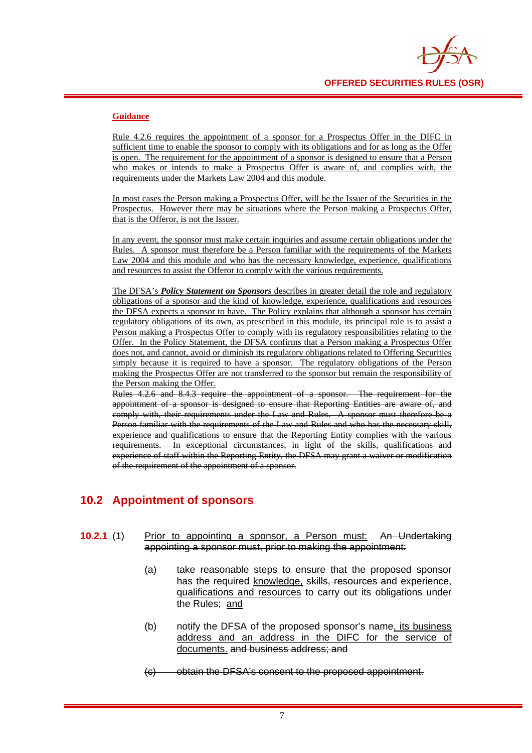**Guidance**

Rule 4.2.6 requires the appointment of a sponsor for a Prospectus Offer in the DIFC in sufficient time to enable the sponsor to comply with its obligations and for as long as the Offer is open. The requirement for the appointment of a sponsor is designed to ensure that a Person who makes or intends to make a Prospectus Offer is aware of, and complies with, the requirements under the Markets Law 2004 and this module.

In most cases the Person making a Prospectus Offer, will be the Issuer of the Securities in the Prospectus. However there may be situations where the Person making a Prospectus Offer, that is the Offeror, is not the Issuer.

In any event, the sponsor must make certain inquiries and assume certain obligations under the Rules. A sponsor must therefore be a Person familiar with the requirements of the Markets Law 2004 and this module and who has the necessary knowledge, experience, qualifications and resources to assist the Offeror to comply with the various requirements.

The DFSA's ***Policy Statement on Sponsors*** describes in greater detail the role and regulatory obligations of a sponsor and the kind of knowledge, experience, qualifications and resources the DFSA expects a sponsor to have. The Policy explains that although a sponsor has certain regulatory obligations of its own, as prescribed in this module, its principal role is to assist a Person making a Prospectus Offer to comply with its regulatory responsibilities relating to the Offer. In the Policy Statement, the DFSA confirms that a Person making a Prospectus Offer does not, and cannot, avoid or diminish its regulatory obligations related to Offering Securities simply because it is required to have a sponsor. The regulatory obligations of the Person making the Prospectus Offer are not transferred to the sponsor but remain the responsibility of the Person making the Offer.

~~Rules 4.2.6 and 8.4.3 require the appointment of a sponsor. The requirement for the appointment of a sponsor is designed to ensure that Reporting Entities are aware of, and comply with, their requirements under the Law and Rules. A sponsor must therefore be a Person familiar with the requirements of the Law and Rules and who has the necessary skill, experience and qualifications to ensure that the Reporting Entity complies with the various requirements. In exceptional circumstances, in light of the skills, qualifications and experience of staff within the Reporting Entity, the DFSA may grant a waiver or modification of the requirement of the appointment of a sponsor.~~

## 10.2 Appointment of sponsors

**10.2.1** (1) Prior to appointing a sponsor, a Person must: ~~An Undertaking appointing a sponsor must, prior to making the appointment:~~

(a) take reasonable steps to ensure that the proposed sponsor has the required knowledge, ~~skills, resources and~~ experience, qualifications and resources to carry out its obligations under the Rules; and

(b) notify the DFSA of the proposed sponsor's name, its business address and an address in the DIFC for the service of documents. ~~and business address; and~~

~~(c) obtain the DFSA's consent to the proposed appointment.~~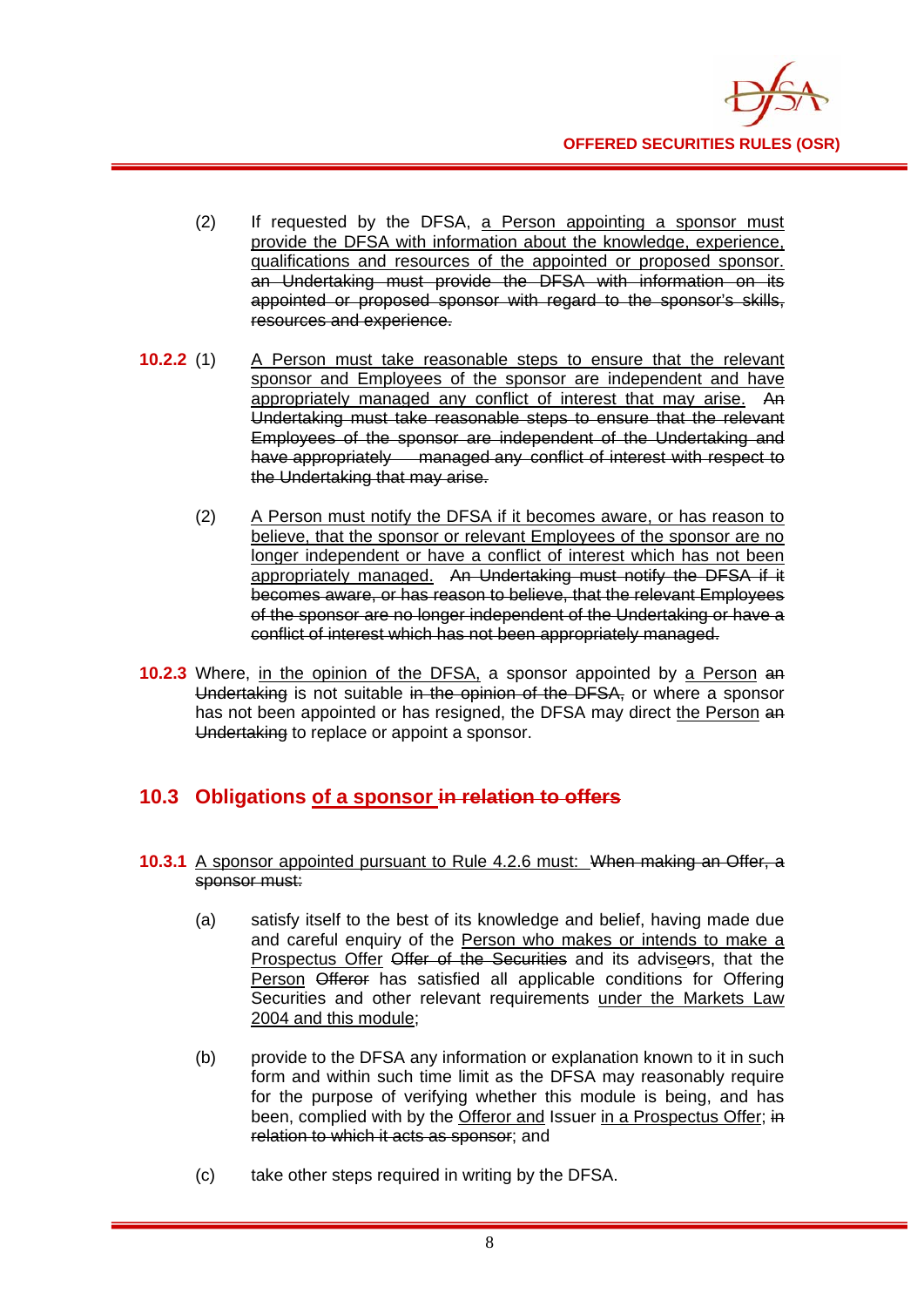(2) If requested by the DFSA, <u>a Person appointing a sponsor must provide the DFSA with information about the knowledge, experience, qualifications and resources of the appointed or proposed sponsor.</u> ~~an Undertaking must provide the DFSA with information on its appointed or proposed sponsor with regard to the sponsor's skills, resources and experience.~~

**10.2.2** (1) <u>A Person must take reasonable steps to ensure that the relevant sponsor and Employees of the sponsor are independent and have appropriately managed any conflict of interest that may arise.</u> ~~An Undertaking must take reasonable steps to ensure that the relevant Employees of the sponsor are independent of the Undertaking and have appropriately managed any conflict of interest with respect to the Undertaking that may arise.~~

(2) <u>A Person must notify the DFSA if it becomes aware, or has reason to believe, that the sponsor or relevant Employees of the sponsor are no longer independent or have a conflict of interest which has not been appropriately managed.</u> ~~An Undertaking must notify the DFSA if it becomes aware, or has reason to believe, that the relevant Employees of the sponsor are no longer independent of the Undertaking or have a conflict of interest which has not been appropriately managed.~~

**10.2.3** Where, <u>in the opinion of the DFSA,</u> a sponsor appointed by <u>a Person</u> ~~an Undertaking~~ is not suitable ~~in the opinion of the DFSA,~~ or where a sponsor has not been appointed or has resigned, the DFSA may direct <u>the Person</u> ~~an Undertaking~~ to replace or appoint a sponsor.

## 10.3 Obligations <u>of a sponsor</u> ~~in relation to offers~~

**10.3.1** <u>A sponsor appointed pursuant to Rule 4.2.6 must:</u> ~~When making an Offer, a sponsor must:~~

(a) satisfy itself to the best of its knowledge and belief, having made due and careful enquiry of the <u>Person who makes or intends to make a Prospectus Offer</u> ~~Offer of the Securities~~ and its advis~~e~~<u>o</u>rs, that the <u>Person</u> ~~Offeror~~ has satisfied all applicable conditions for Offering Securities and other relevant requirements <u>under the Markets Law 2004 and this module</u>;

(b) provide to the DFSA any information or explanation known to it in such form and within such time limit as the DFSA may reasonably require for the purpose of verifying whether this module is being, and has been, complied with by the <u>Offeror and</u> Issuer <u>in a Prospectus Offer</u>; ~~in relation to which it acts as sponsor~~; and

(c) take other steps required in writing by the DFSA.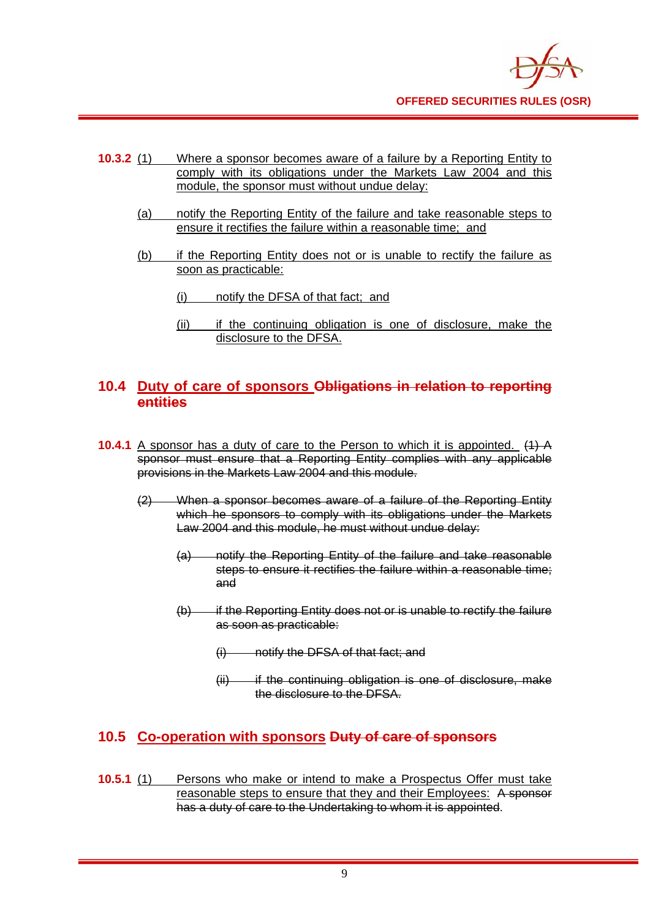**10.3.2** (1) Where a sponsor becomes aware of a failure by a Reporting Entity to comply with its obligations under the Markets Law 2004 and this module, the sponsor must without undue delay:

(a) notify the Reporting Entity of the failure and take reasonable steps to ensure it rectifies the failure within a reasonable time; and

(b) if the Reporting Entity does not or is unable to rectify the failure as soon as practicable:

(i) notify the DFSA of that fact; and

(ii) if the continuing obligation is one of disclosure, make the disclosure to the DFSA.

## 10.4 Duty of care of sponsors ~~Obligations in relation to reporting entities~~

**10.4.1** A sponsor has a duty of care to the Person to which it is appointed. ~~(1) A sponsor must ensure that a Reporting Entity complies with any applicable provisions in the Markets Law 2004 and this module.~~

~~(2) When a sponsor becomes aware of a failure of the Reporting Entity which he sponsors to comply with its obligations under the Markets Law 2004 and this module, he must without undue delay:~~

~~(a) notify the Reporting Entity of the failure and take reasonable steps to ensure it rectifies the failure within a reasonable time; and~~

~~(b) if the Reporting Entity does not or is unable to rectify the failure as soon as practicable:~~

~~(i) notify the DFSA of that fact; and~~

~~(ii) if the continuing obligation is one of disclosure, make the disclosure to the DFSA.~~

## 10.5 Co-operation with sponsors ~~Duty of care of sponsors~~

**10.5.1** (1) Persons who make or intend to make a Prospectus Offer must take reasonable steps to ensure that they and their Employees: ~~A sponsor has a duty of care to the Undertaking to whom it is appointed~~.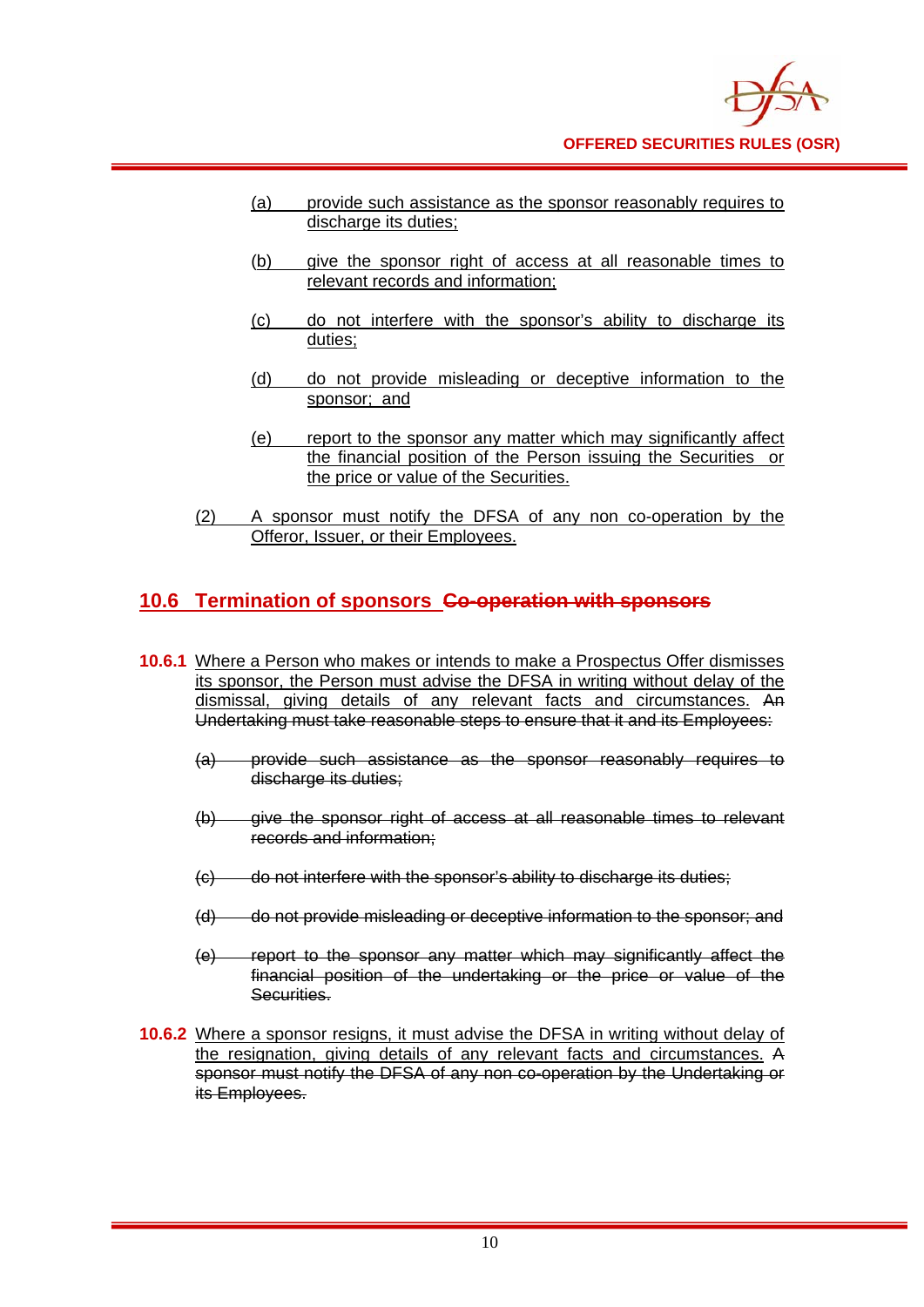(a) provide such assistance as the sponsor reasonably requires to discharge its duties;

(b) give the sponsor right of access at all reasonable times to relevant records and information;

(c) do not interfere with the sponsor's ability to discharge its duties;

(d) do not provide misleading or deceptive information to the sponsor; and

(e) report to the sponsor any matter which may significantly affect the financial position of the Person issuing the Securities or the price or value of the Securities.

(2) A sponsor must notify the DFSA of any non co-operation by the Offeror, Issuer, or their Employees.

## 10.6 Termination of sponsors ~~Co-operation with sponsors~~

**10.6.1** Where a Person who makes or intends to make a Prospectus Offer dismisses its sponsor, the Person must advise the DFSA in writing without delay of the dismissal, giving details of any relevant facts and circumstances. ~~An Undertaking must take reasonable steps to ensure that it and its Employees:~~

~~(a) provide such assistance as the sponsor reasonably requires to discharge its duties;~~

~~(b) give the sponsor right of access at all reasonable times to relevant records and information;~~

~~(c) do not interfere with the sponsor's ability to discharge its duties;~~

~~(d) do not provide misleading or deceptive information to the sponsor; and~~

~~(e) report to the sponsor any matter which may significantly affect the financial position of the undertaking or the price or value of the Securities.~~

**10.6.2** Where a sponsor resigns, it must advise the DFSA in writing without delay of the resignation, giving details of any relevant facts and circumstances. ~~A sponsor must notify the DFSA of any non co-operation by the Undertaking or its Employees.~~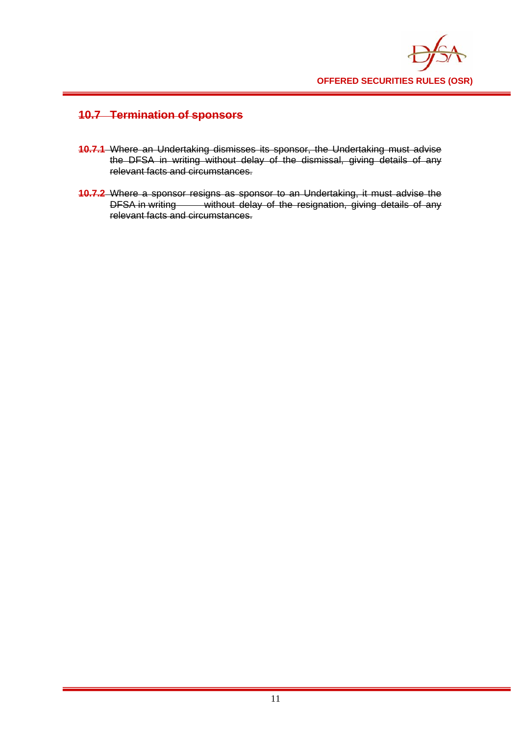## ~~10.7 Termination of sponsors~~

~~**10.7.1** Where an Undertaking dismisses its sponsor, the Undertaking must advise the DFSA in writing without delay of the dismissal, giving details of any relevant facts and circumstances.~~

~~**10.7.2** Where a sponsor resigns as sponsor to an Undertaking, it must advise the DFSA in writing without delay of the resignation, giving details of any relevant facts and circumstances.~~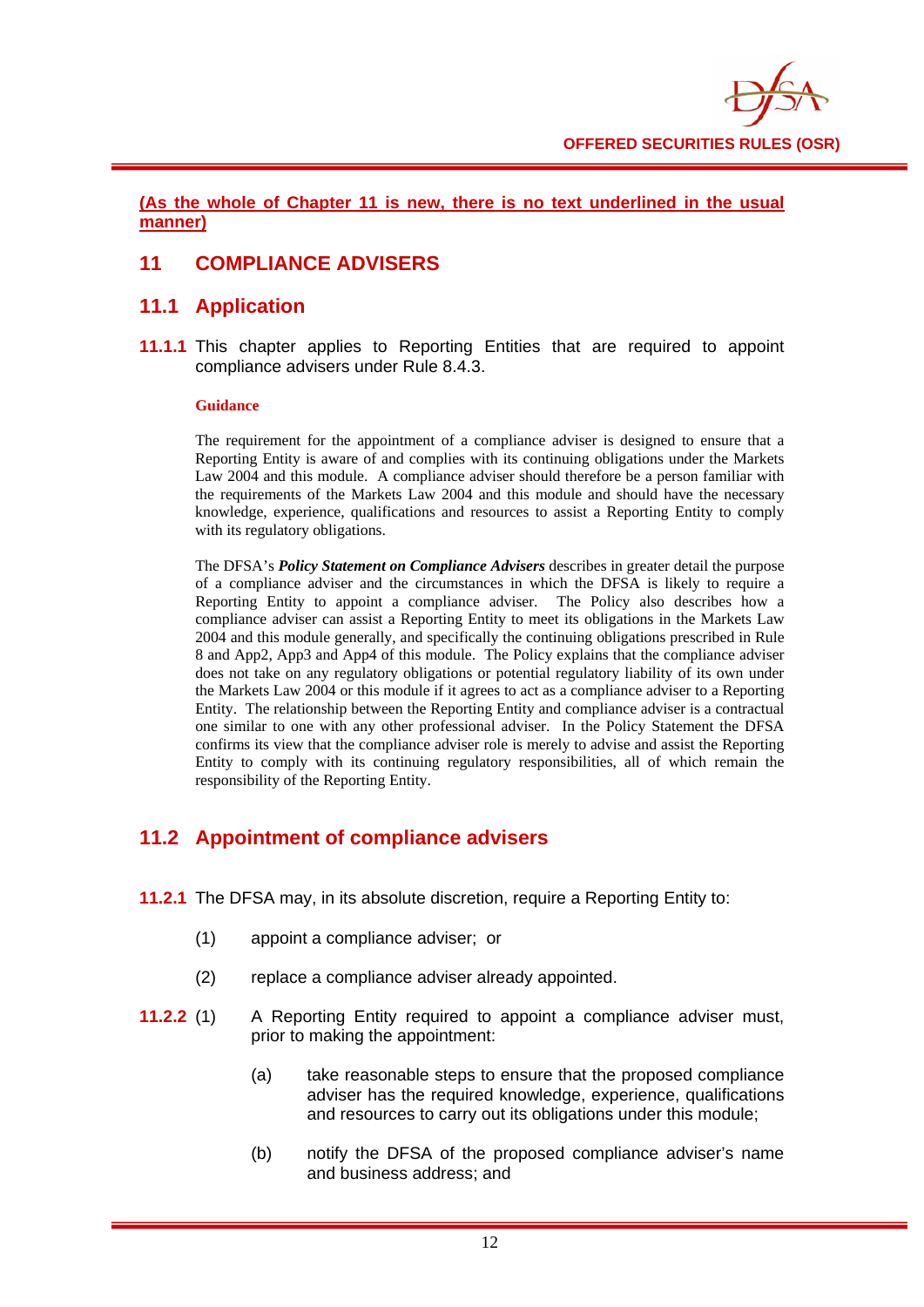**(As the whole of Chapter 11 is new, there is no text underlined in the usual manner)**

# 11 COMPLIANCE ADVISERS

## 11.1 Application

**11.1.1** This chapter applies to Reporting Entities that are required to appoint compliance advisers under Rule 8.4.3.

**Guidance**

The requirement for the appointment of a compliance adviser is designed to ensure that a Reporting Entity is aware of and complies with its continuing obligations under the Markets Law 2004 and this module. A compliance adviser should therefore be a person familiar with the requirements of the Markets Law 2004 and this module and should have the necessary knowledge, experience, qualifications and resources to assist a Reporting Entity to comply with its regulatory obligations.

The DFSA's ***Policy Statement on Compliance Advisers*** describes in greater detail the purpose of a compliance adviser and the circumstances in which the DFSA is likely to require a Reporting Entity to appoint a compliance adviser. The Policy also describes how a compliance adviser can assist a Reporting Entity to meet its obligations in the Markets Law 2004 and this module generally, and specifically the continuing obligations prescribed in Rule 8 and App2, App3 and App4 of this module. The Policy explains that the compliance adviser does not take on any regulatory obligations or potential regulatory liability of its own under the Markets Law 2004 or this module if it agrees to act as a compliance adviser to a Reporting Entity. The relationship between the Reporting Entity and compliance adviser is a contractual one similar to one with any other professional adviser. In the Policy Statement the DFSA confirms its view that the compliance adviser role is merely to advise and assist the Reporting Entity to comply with its continuing regulatory responsibilities, all of which remain the responsibility of the Reporting Entity.

## 11.2 Appointment of compliance advisers

**11.2.1** The DFSA may, in its absolute discretion, require a Reporting Entity to:

(1) appoint a compliance adviser; or

(2) replace a compliance adviser already appointed.

**11.2.2** (1) A Reporting Entity required to appoint a compliance adviser must, prior to making the appointment:

(a) take reasonable steps to ensure that the proposed compliance adviser has the required knowledge, experience, qualifications and resources to carry out its obligations under this module;

(b) notify the DFSA of the proposed compliance adviser's name and business address; and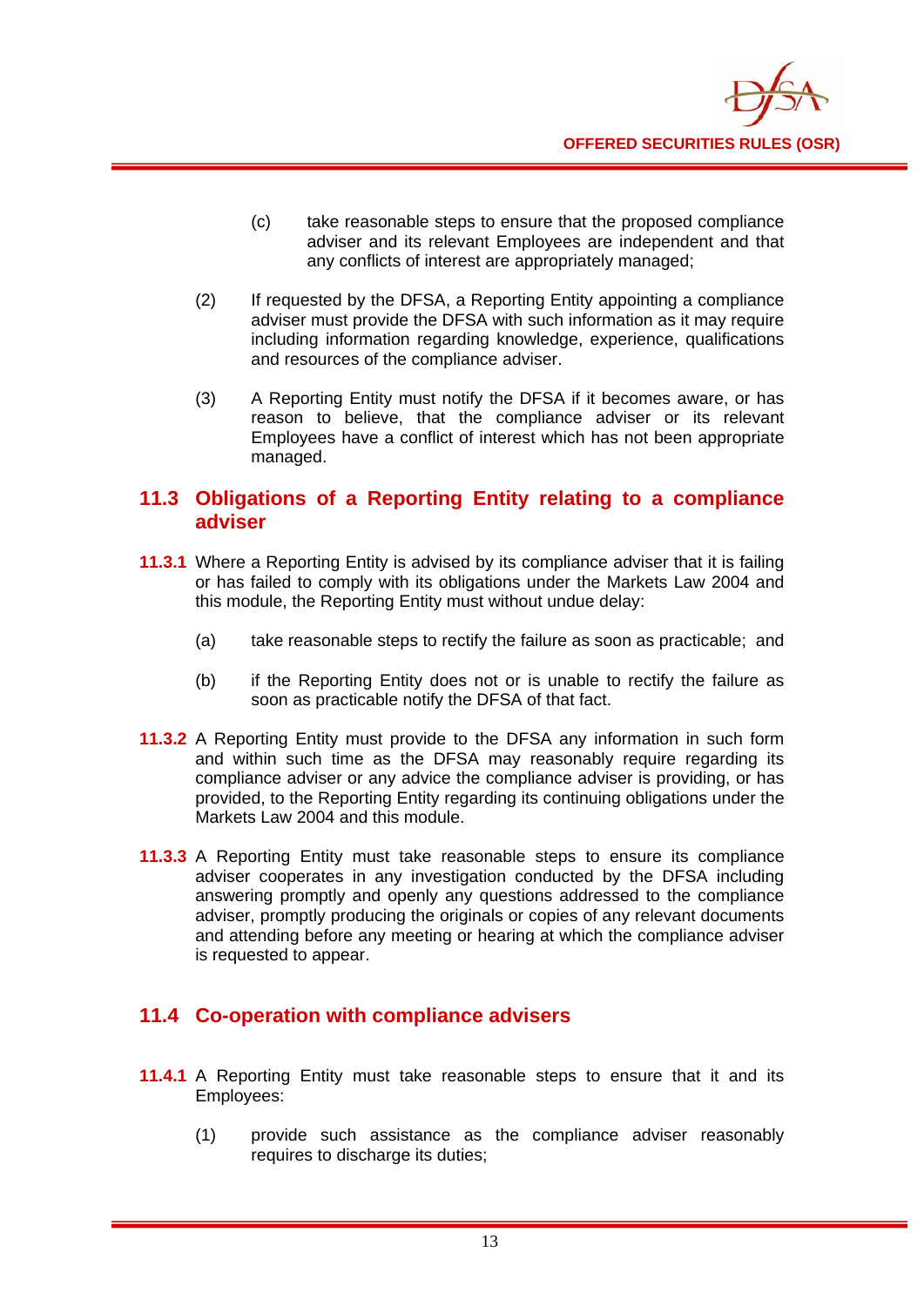(c) take reasonable steps to ensure that the proposed compliance adviser and its relevant Employees are independent and that any conflicts of interest are appropriately managed;

(2) If requested by the DFSA, a Reporting Entity appointing a compliance adviser must provide the DFSA with such information as it may require including information regarding knowledge, experience, qualifications and resources of the compliance adviser.

(3) A Reporting Entity must notify the DFSA if it becomes aware, or has reason to believe, that the compliance adviser or its relevant Employees have a conflict of interest which has not been appropriate managed.

## 11.3 Obligations of a Reporting Entity relating to a compliance adviser

**11.3.1** Where a Reporting Entity is advised by its compliance adviser that it is failing or has failed to comply with its obligations under the Markets Law 2004 and this module, the Reporting Entity must without undue delay:

(a) take reasonable steps to rectify the failure as soon as practicable; and

(b) if the Reporting Entity does not or is unable to rectify the failure as soon as practicable notify the DFSA of that fact.

**11.3.2** A Reporting Entity must provide to the DFSA any information in such form and within such time as the DFSA may reasonably require regarding its compliance adviser or any advice the compliance adviser is providing, or has provided, to the Reporting Entity regarding its continuing obligations under the Markets Law 2004 and this module.

**11.3.3** A Reporting Entity must take reasonable steps to ensure its compliance adviser cooperates in any investigation conducted by the DFSA including answering promptly and openly any questions addressed to the compliance adviser, promptly producing the originals or copies of any relevant documents and attending before any meeting or hearing at which the compliance adviser is requested to appear.

## 11.4 Co-operation with compliance advisers

**11.4.1** A Reporting Entity must take reasonable steps to ensure that it and its Employees:

(1) provide such assistance as the compliance adviser reasonably requires to discharge its duties;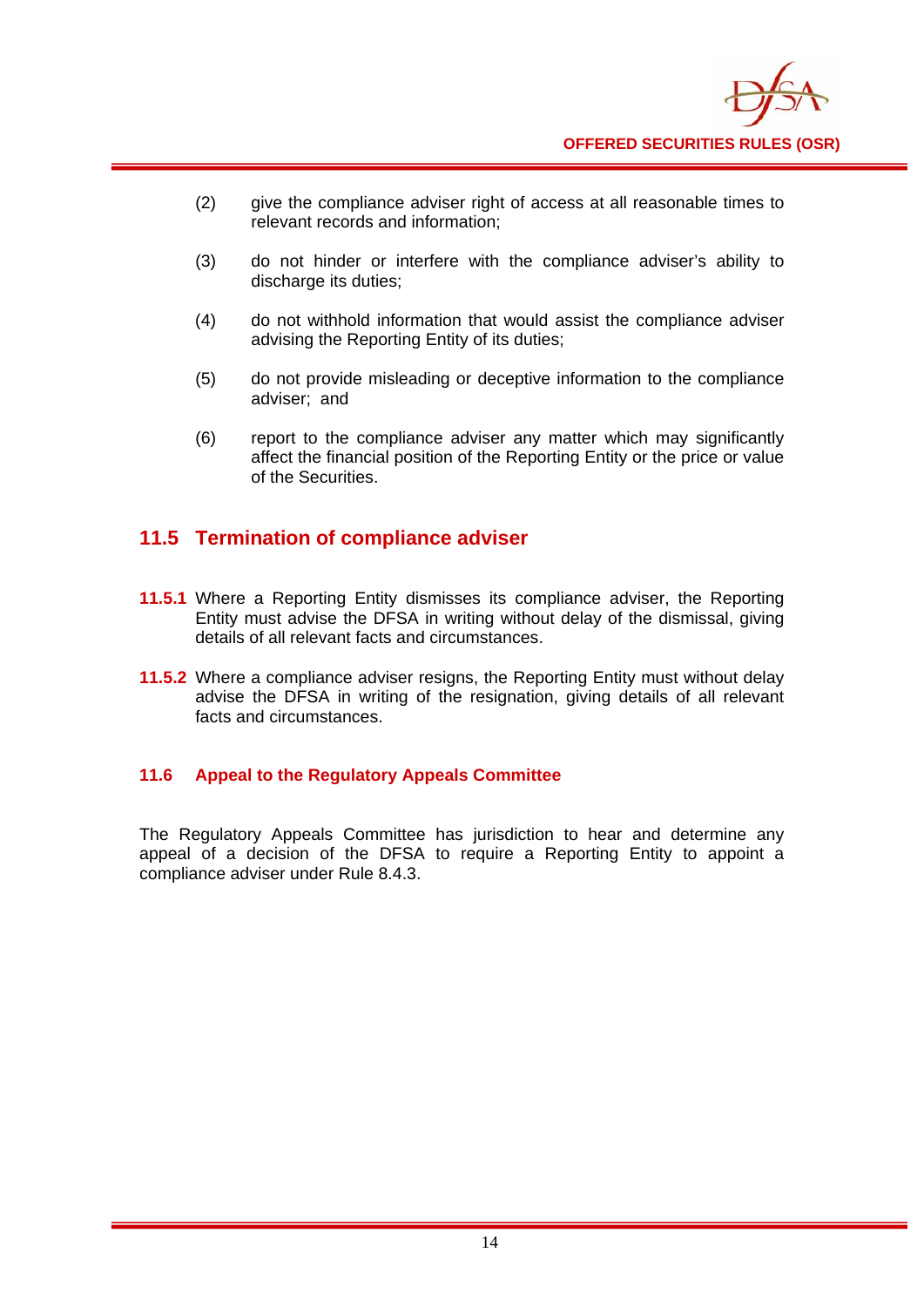(2) give the compliance adviser right of access at all reasonable times to relevant records and information;

(3) do not hinder or interfere with the compliance adviser's ability to discharge its duties;

(4) do not withhold information that would assist the compliance adviser advising the Reporting Entity of its duties;

(5) do not provide misleading or deceptive information to the compliance adviser; and

(6) report to the compliance adviser any matter which may significantly affect the financial position of the Reporting Entity or the price or value of the Securities.

## 11.5 Termination of compliance adviser

**11.5.1** Where a Reporting Entity dismisses its compliance adviser, the Reporting Entity must advise the DFSA in writing without delay of the dismissal, giving details of all relevant facts and circumstances.

**11.5.2** Where a compliance adviser resigns, the Reporting Entity must without delay advise the DFSA in writing of the resignation, giving details of all relevant facts and circumstances.

### 11.6 Appeal to the Regulatory Appeals Committee

The Regulatory Appeals Committee has jurisdiction to hear and determine any appeal of a decision of the DFSA to require a Reporting Entity to appoint a compliance adviser under Rule 8.4.3.